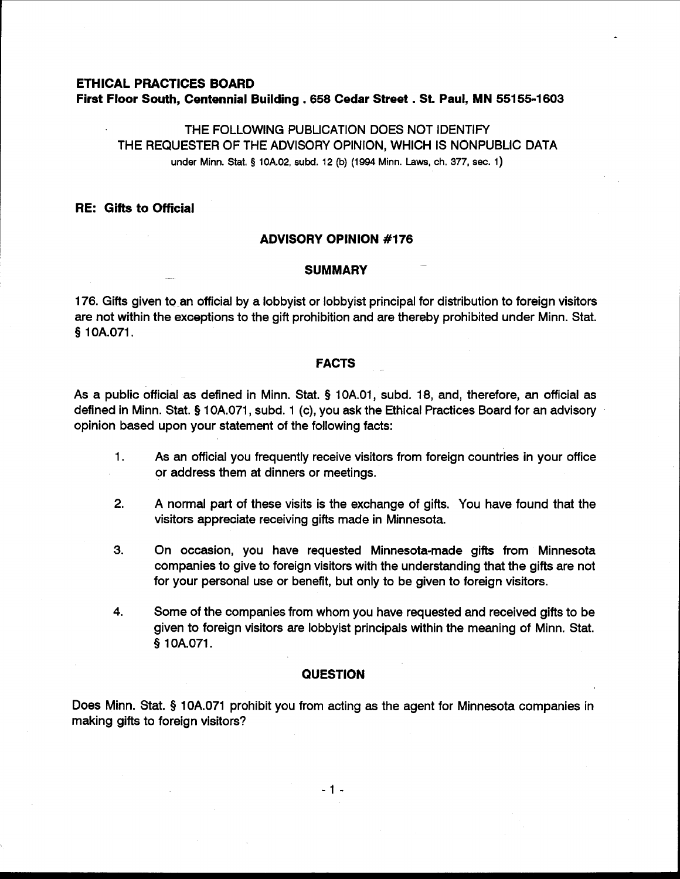**ETHICAL PRACTICES BOARD**
**First Floor South, Centennial Building . 658 Cedar Street . St. Paul, MN 55155-1603**

THE FOLLOWING PUBLICATION DOES NOT IDENTIFY
THE REQUESTER OF THE ADVISORY OPINION, WHICH IS NONPUBLIC DATA
under Minn. Stat. § 10A.02, subd. 12 (b) (1994 Minn. Laws, ch. 377, sec. 1)

**RE: Gifts to Official**

## ADVISORY OPINION #176

### SUMMARY

176. Gifts given to an official by a lobbyist or lobbyist principal for distribution to foreign visitors are not within the exceptions to the gift prohibition and are thereby prohibited under Minn. Stat. § 10A.071.

### FACTS

As a public official as defined in Minn. Stat. § 10A.01, subd. 18, and, therefore, an official as defined in Minn. Stat. § 10A.071, subd. 1 (c), you ask the Ethical Practices Board for an advisory opinion based upon your statement of the following facts:

1. As an official you frequently receive visitors from foreign countries in your office or address them at dinners or meetings.

2. A normal part of these visits is the exchange of gifts. You have found that the visitors appreciate receiving gifts made in Minnesota.

3. On occasion, you have requested Minnesota-made gifts from Minnesota companies to give to foreign visitors with the understanding that the gifts are not for your personal use or benefit, but only to be given to foreign visitors.

4. Some of the companies from whom you have requested and received gifts to be given to foreign visitors are lobbyist principals within the meaning of Minn. Stat. § 10A.071.

### QUESTION

Does Minn. Stat. § 10A.071 prohibit you from acting as the agent for Minnesota companies in making gifts to foreign visitors?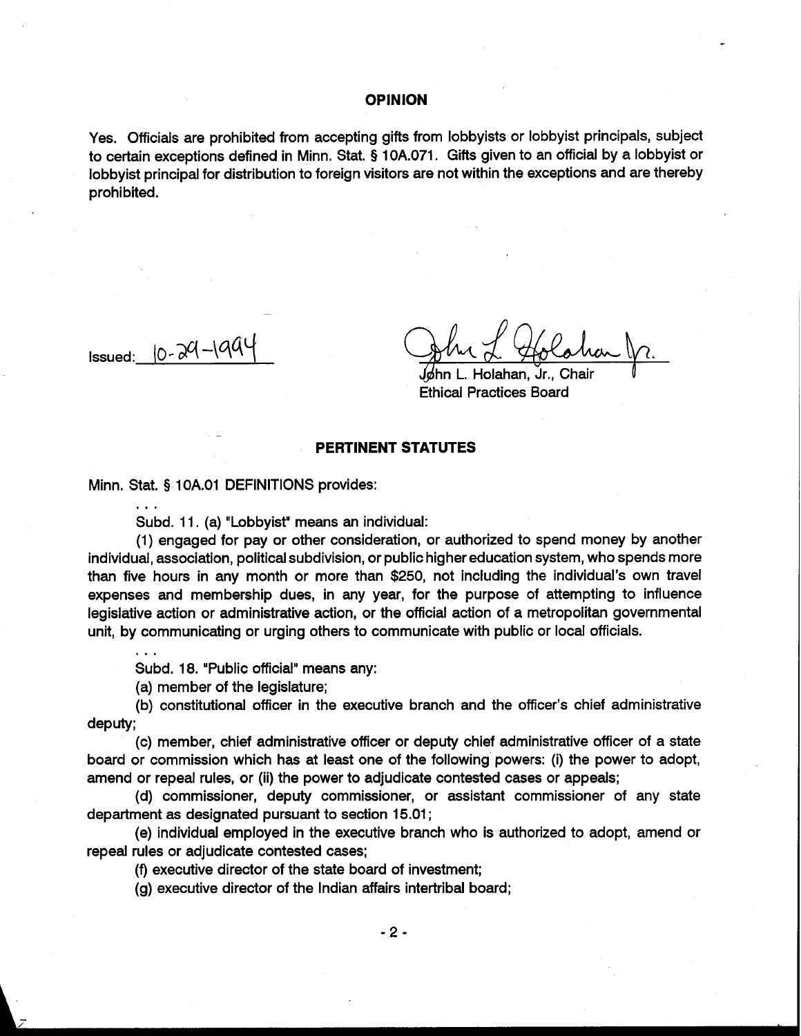## OPINION

Yes. Officials are prohibited from accepting gifts from lobbyists or lobbyist principals, subject to certain exceptions defined in Minn. Stat. § 10A.071. Gifts given to an official by a lobbyist or lobbyist principal for distribution to foreign visitors are not within the exceptions and are thereby prohibited.

Issued: 10-29-1994

John L. Holahan, Jr., Chair
Ethical Practices Board

## PERTINENT STATUTES

Minn. Stat. § 10A.01 DEFINITIONS provides:

. . .

Subd. 11. (a) "Lobbyist" means an individual:

(1) engaged for pay or other consideration, or authorized to spend money by another individual, association, political subdivision, or public higher education system, who spends more than five hours in any month or more than $250, not including the individual's own travel expenses and membership dues, in any year, for the purpose of attempting to influence legislative action or administrative action, or the official action of a metropolitan governmental unit, by communicating or urging others to communicate with public or local officials.

. . .

Subd. 18. "Public official" means any:

(a) member of the legislature;

(b) constitutional officer in the executive branch and the officer's chief administrative deputy;

(c) member, chief administrative officer or deputy chief administrative officer of a state board or commission which has at least one of the following powers: (i) the power to adopt, amend or repeal rules, or (ii) the power to adjudicate contested cases or appeals;

(d) commissioner, deputy commissioner, or assistant commissioner of any state department as designated pursuant to section 15.01;

(e) individual employed in the executive branch who is authorized to adopt, amend or repeal rules or adjudicate contested cases;

(f) executive director of the state board of investment;

(g) executive director of the Indian affairs intertribal board;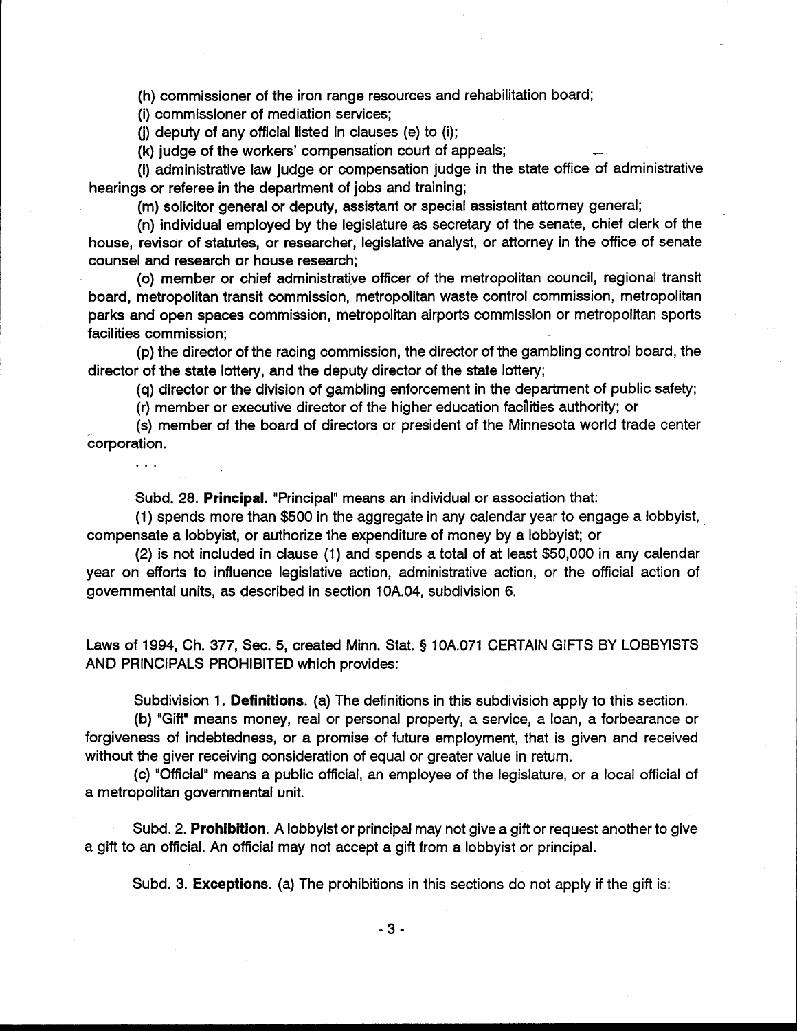(h) commissioner of the iron range resources and rehabilitation board;

(i) commissioner of mediation services;

(j) deputy of any official listed in clauses (e) to (i);

(k) judge of the workers' compensation court of appeals;

(l) administrative law judge or compensation judge in the state office of administrative hearings or referee in the department of jobs and training;

(m) solicitor general or deputy, assistant or special assistant attorney general;

(n) individual employed by the legislature as secretary of the senate, chief clerk of the house, revisor of statutes, or researcher, legislative analyst, or attorney in the office of senate counsel and research or house research;

(o) member or chief administrative officer of the metropolitan council, regional transit board, metropolitan transit commission, metropolitan waste control commission, metropolitan parks and open spaces commission, metropolitan airports commission or metropolitan sports facilities commission;

(p) the director of the racing commission, the director of the gambling control board, the director of the state lottery, and the deputy director of the state lottery;

(q) director or the division of gambling enforcement in the department of public safety;

(r) member or executive director of the higher education facilities authority; or

(s) member of the board of directors or president of the Minnesota world trade center corporation.

. . .

Subd. 28. **Principal.** "Principal" means an individual or association that:

(1) spends more than $500 in the aggregate in any calendar year to engage a lobbyist, compensate a lobbyist, or authorize the expenditure of money by a lobbyist; or

(2) is not included in clause (1) and spends a total of at least $50,000 in any calendar year on efforts to influence legislative action, administrative action, or the official action of governmental units, as described in section 10A.04, subdivision 6.

Laws of 1994, Ch. 377, Sec. 5, created Minn. Stat. § 10A.071 CERTAIN GIFTS BY LOBBYISTS AND PRINCIPALS PROHIBITED which provides:

Subdivision 1. **Definitions.** (a) The definitions in this subdivision apply to this section.

(b) "Gift" means money, real or personal property, a service, a loan, a forbearance or forgiveness of indebtedness, or a promise of future employment, that is given and received without the giver receiving consideration of equal or greater value in return.

(c) "Official" means a public official, an employee of the legislature, or a local official of a metropolitan governmental unit.

Subd. 2. **Prohibition.** A lobbyist or principal may not give a gift or request another to give a gift to an official. An official may not accept a gift from a lobbyist or principal.

Subd. 3. **Exceptions.** (a) The prohibitions in this sections do not apply if the gift is: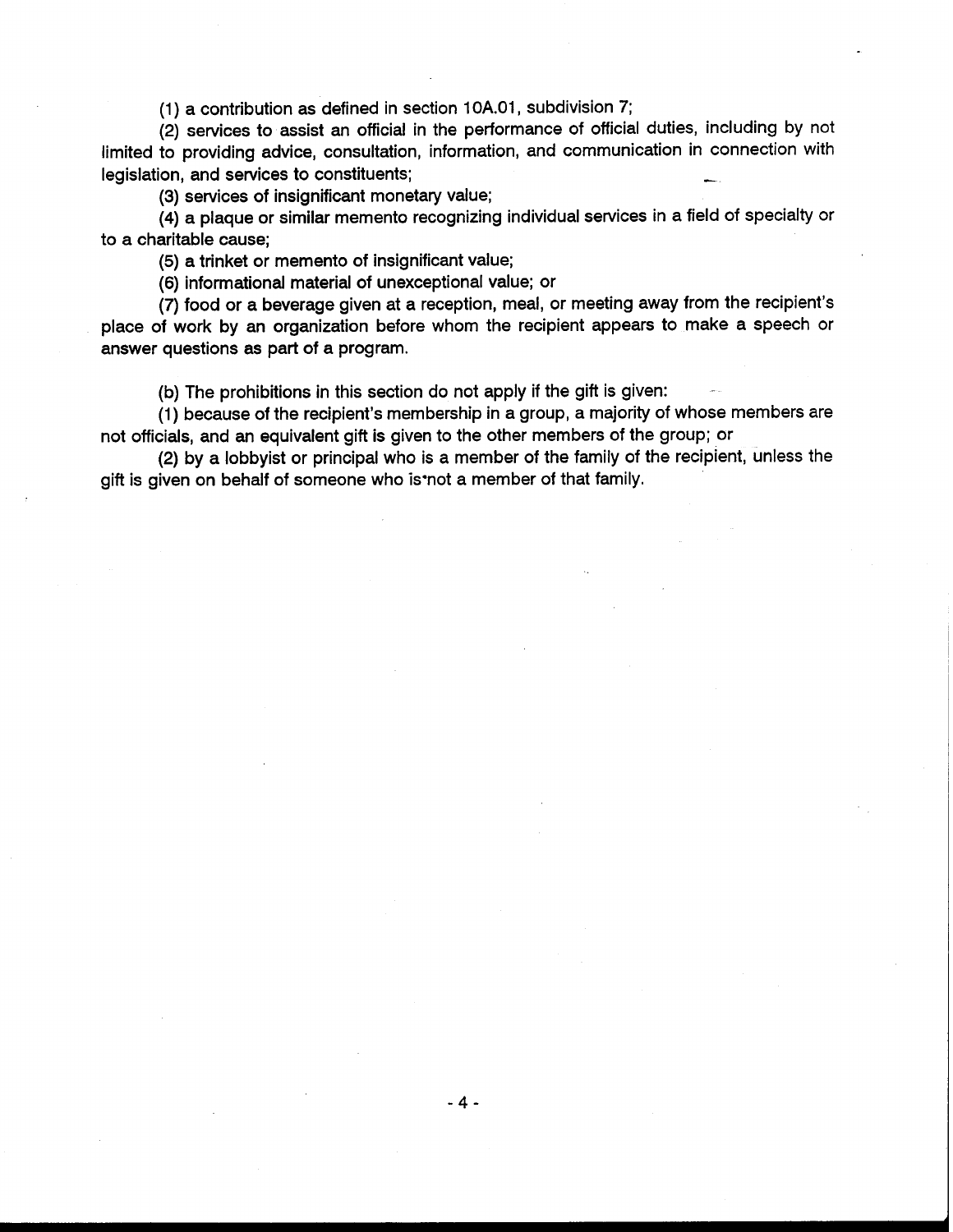(1) a contribution as defined in section 10A.01, subdivision 7;

(2) services to assist an official in the performance of official duties, including by not limited to providing advice, consultation, information, and communication in connection with legislation, and services to constituents;

(3) services of insignificant monetary value;

(4) a plaque or similar memento recognizing individual services in a field of specialty or to a charitable cause;

(5) a trinket or memento of insignificant value;

(6) informational material of unexceptional value; or

(7) food or a beverage given at a reception, meal, or meeting away from the recipient's place of work by an organization before whom the recipient appears to make a speech or answer questions as part of a program.

(b) The prohibitions in this section do not apply if the gift is given:

(1) because of the recipient's membership in a group, a majority of whose members are not officials, and an equivalent gift is given to the other members of the group; or

(2) by a lobbyist or principal who is a member of the family of the recipient, unless the gift is given on behalf of someone who is not a member of that family.